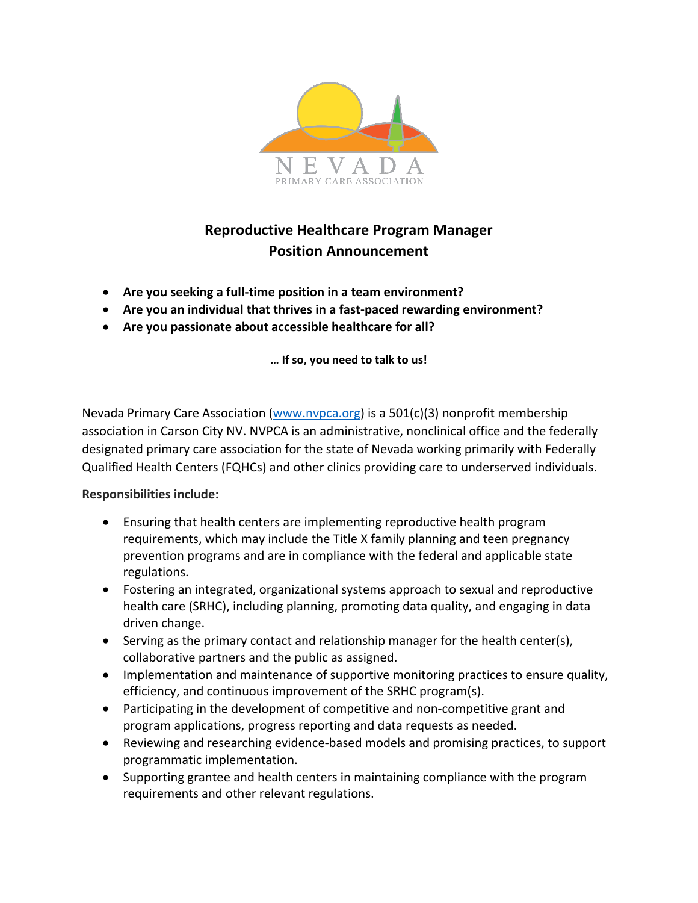NEVADA
PRIMARY CARE ASSOCIATION

# Reproductive Healthcare Program Manager
# Position Announcement

- **Are you seeking a full-time position in a team environment?**
- **Are you an individual that thrives in a fast-paced rewarding environment?**
- **Are you passionate about accessible healthcare for all?**

**… If so, you need to talk to us!**

Nevada Primary Care Association (www.nvpca.org) is a 501(c)(3) nonprofit membership association in Carson City NV. NVPCA is an administrative, nonclinical office and the federally designated primary care association for the state of Nevada working primarily with Federally Qualified Health Centers (FQHCs) and other clinics providing care to underserved individuals.

**Responsibilities include:**

- Ensuring that health centers are implementing reproductive health program requirements, which may include the Title X family planning and teen pregnancy prevention programs and are in compliance with the federal and applicable state regulations.
- Fostering an integrated, organizational systems approach to sexual and reproductive health care (SRHC), including planning, promoting data quality, and engaging in data driven change.
- Serving as the primary contact and relationship manager for the health center(s), collaborative partners and the public as assigned.
- Implementation and maintenance of supportive monitoring practices to ensure quality, efficiency, and continuous improvement of the SRHC program(s).
- Participating in the development of competitive and non-competitive grant and program applications, progress reporting and data requests as needed.
- Reviewing and researching evidence-based models and promising practices, to support programmatic implementation.
- Supporting grantee and health centers in maintaining compliance with the program requirements and other relevant regulations.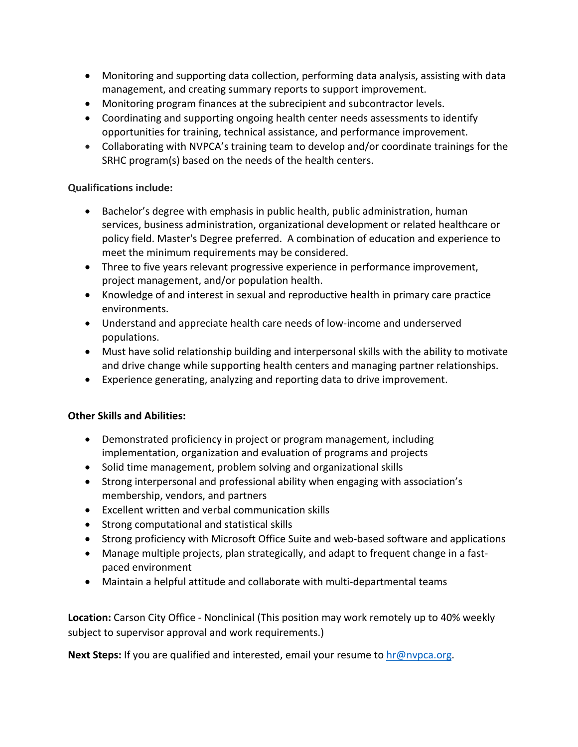- Monitoring and supporting data collection, performing data analysis, assisting with data management, and creating summary reports to support improvement.
- Monitoring program finances at the subrecipient and subcontractor levels.
- Coordinating and supporting ongoing health center needs assessments to identify opportunities for training, technical assistance, and performance improvement.
- Collaborating with NVPCA's training team to develop and/or coordinate trainings for the SRHC program(s) based on the needs of the health centers.

**Qualifications include:**

- Bachelor's degree with emphasis in public health, public administration, human services, business administration, organizational development or related healthcare or policy field. Master's Degree preferred. A combination of education and experience to meet the minimum requirements may be considered.
- Three to five years relevant progressive experience in performance improvement, project management, and/or population health.
- Knowledge of and interest in sexual and reproductive health in primary care practice environments.
- Understand and appreciate health care needs of low-income and underserved populations.
- Must have solid relationship building and interpersonal skills with the ability to motivate and drive change while supporting health centers and managing partner relationships.
- Experience generating, analyzing and reporting data to drive improvement.

**Other Skills and Abilities:**

- Demonstrated proficiency in project or program management, including implementation, organization and evaluation of programs and projects
- Solid time management, problem solving and organizational skills
- Strong interpersonal and professional ability when engaging with association's membership, vendors, and partners
- Excellent written and verbal communication skills
- Strong computational and statistical skills
- Strong proficiency with Microsoft Office Suite and web-based software and applications
- Manage multiple projects, plan strategically, and adapt to frequent change in a fast-paced environment
- Maintain a helpful attitude and collaborate with multi-departmental teams

**Location:** Carson City Office - Nonclinical (This position may work remotely up to 40% weekly subject to supervisor approval and work requirements.)

**Next Steps:** If you are qualified and interested, email your resume to hr@nvpca.org.